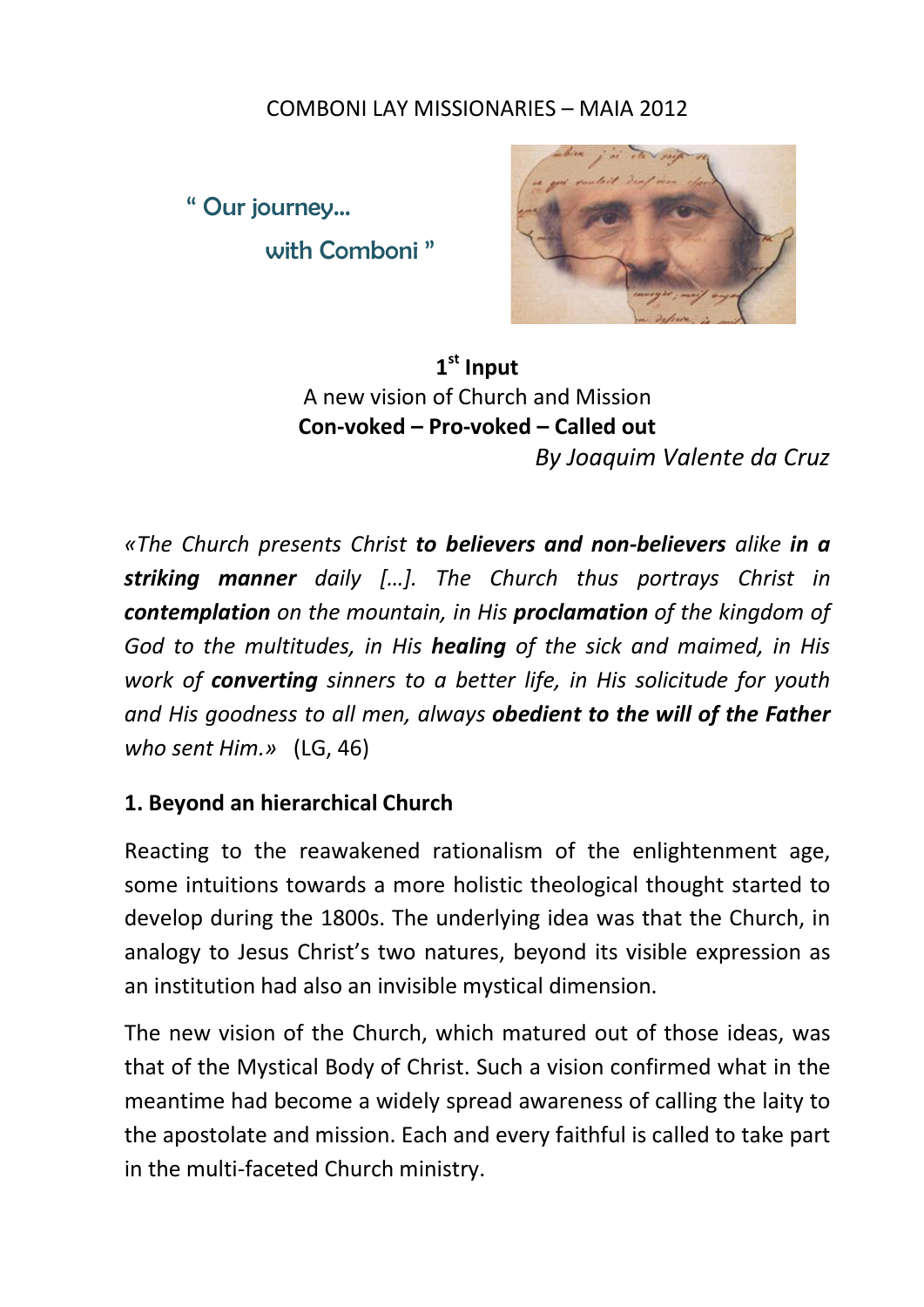COMBONI LAY MISSIONARIES – MAIA 2012

" Our journey…

with Comboni "

# 1st Input

A new vision of Church and Mission

**Con-voked – Pro-voked – Called out**

*By Joaquim Valente da Cruz*

*«The Church presents Christ* ***to believers and non-believers*** *alike* ***in a striking manner*** *daily […]. The Church thus portrays Christ in* ***contemplation*** *on the mountain, in His* ***proclamation*** *of the kingdom of God to the multitudes, in His* ***healing*** *of the sick and maimed, in His work of* ***converting*** *sinners to a better life, in His solicitude for youth and His goodness to all men, always* ***obedient to the will of the Father*** *who sent Him.»* (LG, 46)

## 1. Beyond an hierarchical Church

Reacting to the reawakened rationalism of the enlightenment age, some intuitions towards a more holistic theological thought started to develop during the 1800s. The underlying idea was that the Church, in analogy to Jesus Christ's two natures, beyond its visible expression as an institution had also an invisible mystical dimension.

The new vision of the Church, which matured out of those ideas, was that of the Mystical Body of Christ. Such a vision confirmed what in the meantime had become a widely spread awareness of calling the laity to the apostolate and mission. Each and every faithful is called to take part in the multi-faceted Church ministry.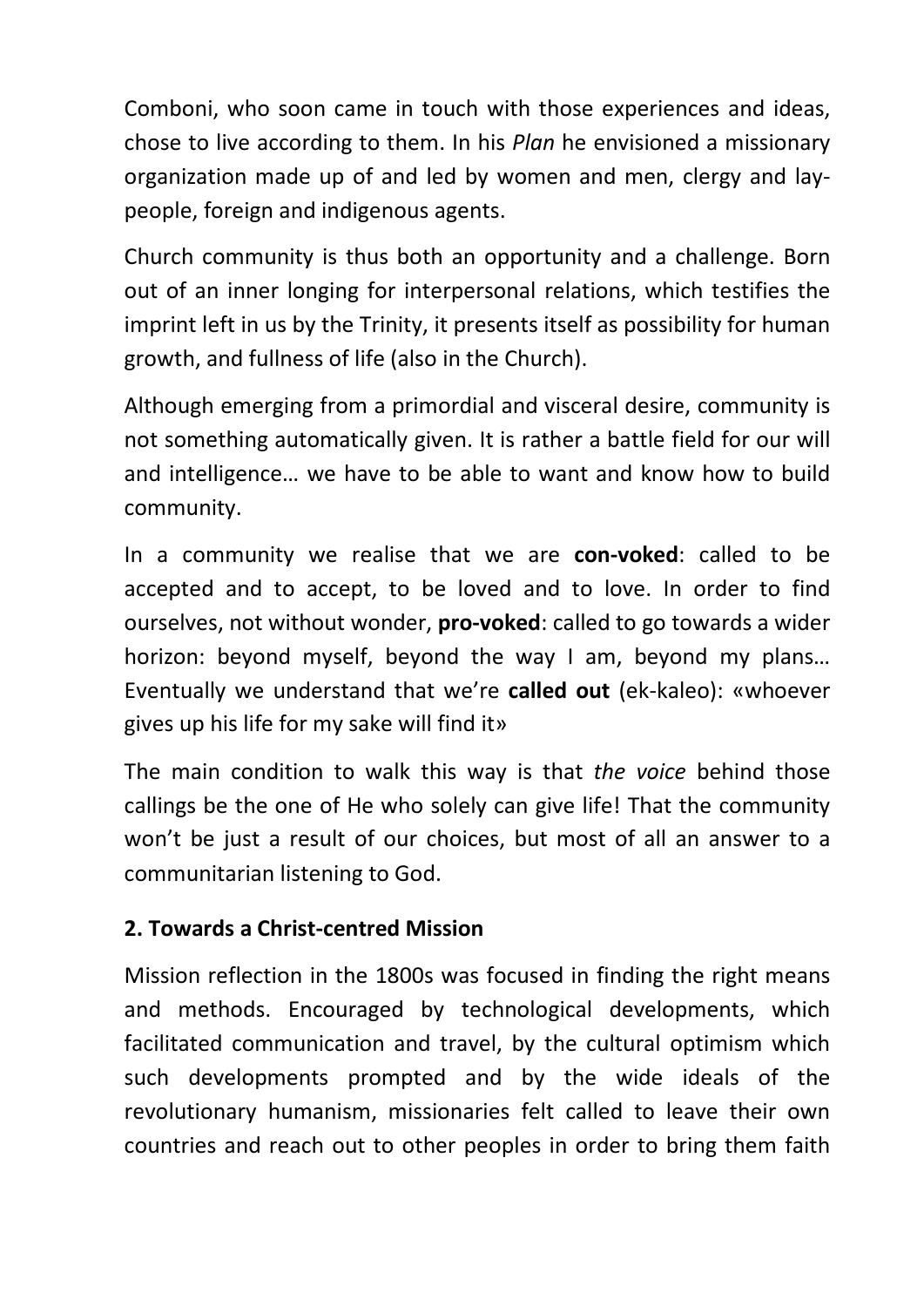Comboni, who soon came in touch with those experiences and ideas, chose to live according to them. In his *Plan* he envisioned a missionary organization made up of and led by women and men, clergy and lay-people, foreign and indigenous agents.

Church community is thus both an opportunity and a challenge. Born out of an inner longing for interpersonal relations, which testifies the imprint left in us by the Trinity, it presents itself as possibility for human growth, and fullness of life (also in the Church).

Although emerging from a primordial and visceral desire, community is not something automatically given. It is rather a battle field for our will and intelligence… we have to be able to want and know how to build community.

In a community we realise that we are **con-voked**: called to be accepted and to accept, to be loved and to love. In order to find ourselves, not without wonder, **pro-voked**: called to go towards a wider horizon: beyond myself, beyond the way I am, beyond my plans… Eventually we understand that we're **called out** (ek-kaleo): «whoever gives up his life for my sake will find it»

The main condition to walk this way is that *the voice* behind those callings be the one of He who solely can give life! That the community won't be just a result of our choices, but most of all an answer to a communitarian listening to God.

## 2. Towards a Christ-centred Mission

Mission reflection in the 1800s was focused in finding the right means and methods. Encouraged by technological developments, which facilitated communication and travel, by the cultural optimism which such developments prompted and by the wide ideals of the revolutionary humanism, missionaries felt called to leave their own countries and reach out to other peoples in order to bring them faith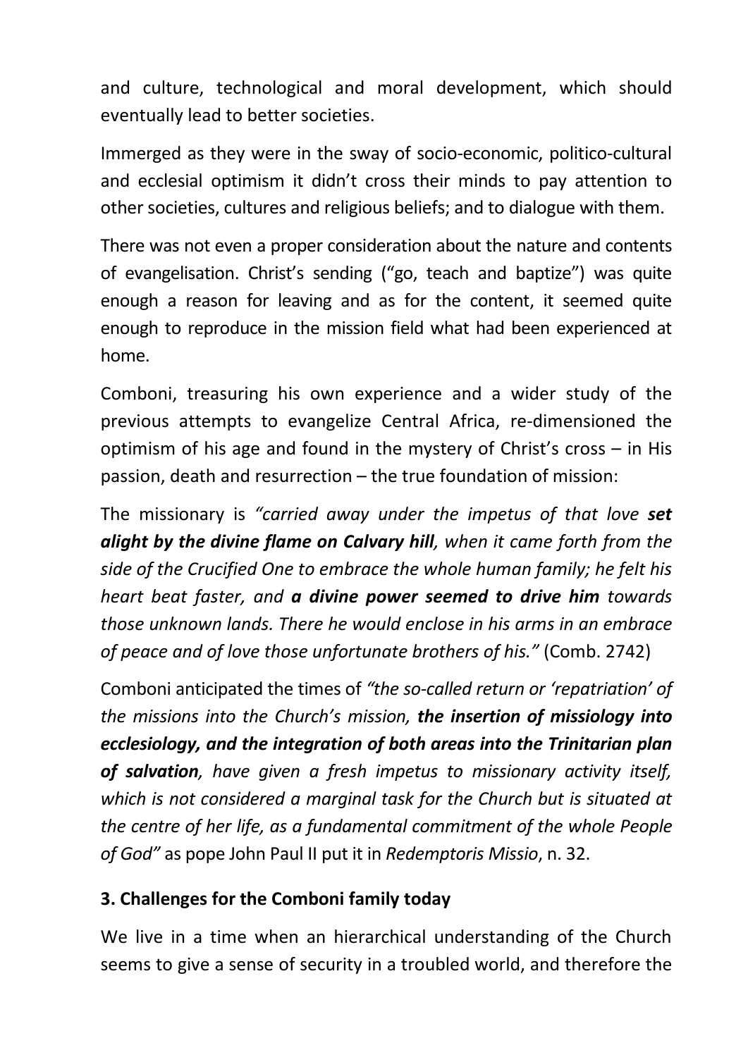and culture, technological and moral development, which should eventually lead to better societies.

Immerged as they were in the sway of socio-economic, politico-cultural and ecclesial optimism it didn't cross their minds to pay attention to other societies, cultures and religious beliefs; and to dialogue with them.

There was not even a proper consideration about the nature and contents of evangelisation. Christ's sending ("go, teach and baptize") was quite enough a reason for leaving and as for the content, it seemed quite enough to reproduce in the mission field what had been experienced at home.

Comboni, treasuring his own experience and a wider study of the previous attempts to evangelize Central Africa, re-dimensioned the optimism of his age and found in the mystery of Christ's cross – in His passion, death and resurrection – the true foundation of mission:

The missionary is *"carried away under the impetus of that love **set alight by the divine flame on Calvary hill**, when it came forth from the side of the Crucified One to embrace the whole human family; he felt his heart beat faster, and **a divine power seemed to drive him** towards those unknown lands. There he would enclose in his arms in an embrace of peace and of love those unfortunate brothers of his."* (Comb. 2742)

Comboni anticipated the times of *"the so-called return or 'repatriation' of the missions into the Church's mission, **the insertion of missiology into ecclesiology, and the integration of both areas into the Trinitarian plan of salvation**, have given a fresh impetus to missionary activity itself, which is not considered a marginal task for the Church but is situated at the centre of her life, as a fundamental commitment of the whole People of God"* as pope John Paul II put it in *Redemptoris Missio*, n. 32.

### 3. Challenges for the Comboni family today

We live in a time when an hierarchical understanding of the Church seems to give a sense of security in a troubled world, and therefore the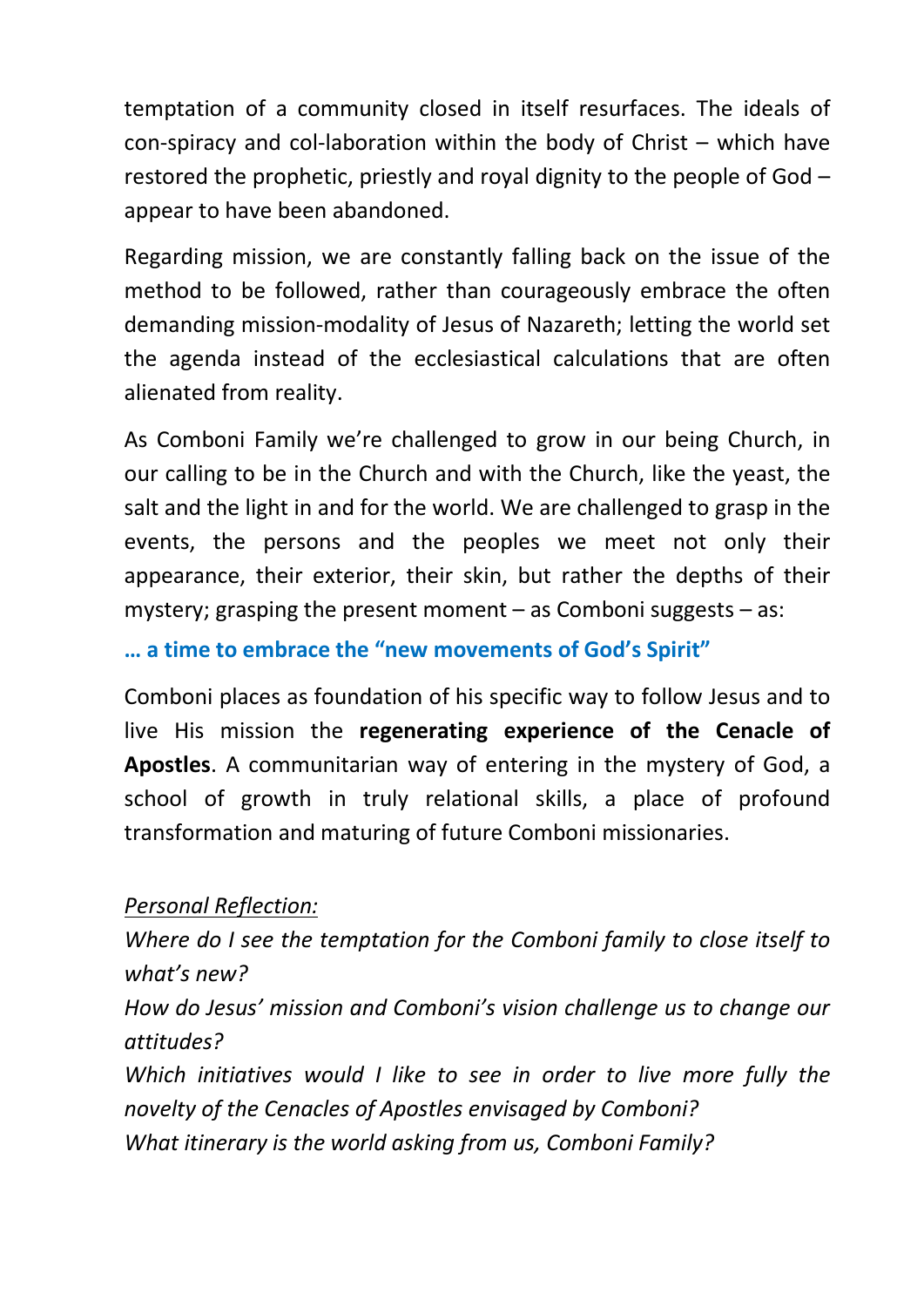temptation of a community closed in itself resurfaces. The ideals of con-spiracy and col-laboration within the body of Christ – which have restored the prophetic, priestly and royal dignity to the people of God – appear to have been abandoned.

Regarding mission, we are constantly falling back on the issue of the method to be followed, rather than courageously embrace the often demanding mission-modality of Jesus of Nazareth; letting the world set the agenda instead of the ecclesiastical calculations that are often alienated from reality.

As Comboni Family we're challenged to grow in our being Church, in our calling to be in the Church and with the Church, like the yeast, the salt and the light in and for the world. We are challenged to grasp in the events, the persons and the peoples we meet not only their appearance, their exterior, their skin, but rather the depths of their mystery; grasping the present moment – as Comboni suggests – as:

### … a time to embrace the "new movements of God's Spirit"

Comboni places as foundation of his specific way to follow Jesus and to live His mission the **regenerating experience of the Cenacle of Apostles**. A communitarian way of entering in the mystery of God, a school of growth in truly relational skills, a place of profound transformation and maturing of future Comboni missionaries.

*Personal Reflection:*

*Where do I see the temptation for the Comboni family to close itself to what's new?*

*How do Jesus' mission and Comboni's vision challenge us to change our attitudes?*

*Which initiatives would I like to see in order to live more fully the novelty of the Cenacles of Apostles envisaged by Comboni?*

*What itinerary is the world asking from us, Comboni Family?*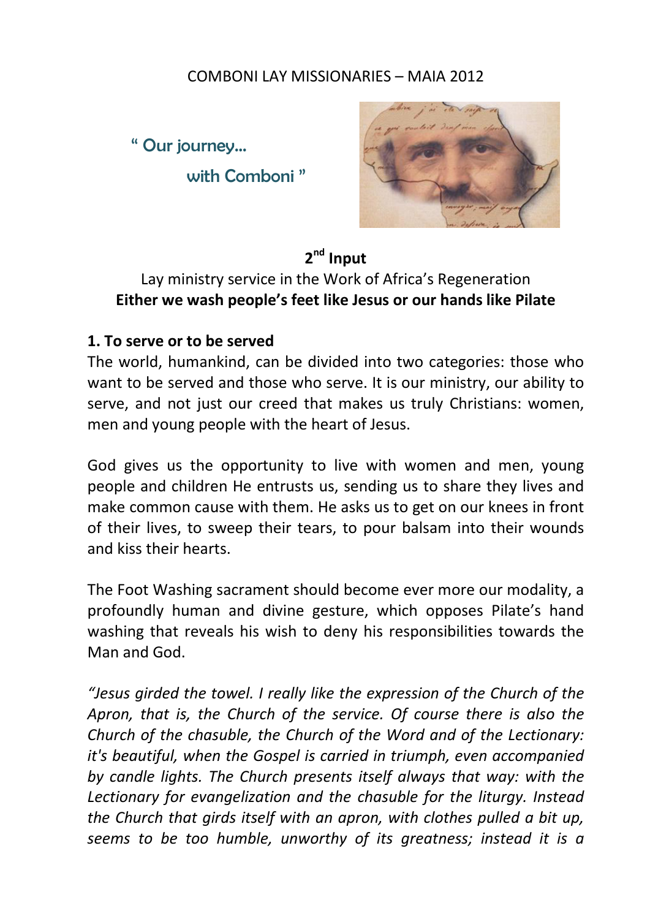COMBONI LAY MISSIONARIES – MAIA 2012

" Our journey…

with Comboni "

## 2[nd] Input

Lay ministry service in the Work of Africa's Regeneration

**Either we wash people's feet like Jesus or our hands like Pilate**

### 1. To serve or to be served

The world, humankind, can be divided into two categories: those who want to be served and those who serve. It is our ministry, our ability to serve, and not just our creed that makes us truly Christians: women, men and young people with the heart of Jesus.

God gives us the opportunity to live with women and men, young people and children He entrusts us, sending us to share they lives and make common cause with them. He asks us to get on our knees in front of their lives, to sweep their tears, to pour balsam into their wounds and kiss their hearts.

The Foot Washing sacrament should become ever more our modality, a profoundly human and divine gesture, which opposes Pilate's hand washing that reveals his wish to deny his responsibilities towards the Man and God.

*"Jesus girded the towel. I really like the expression of the Church of the Apron, that is, the Church of the service. Of course there is also the Church of the chasuble, the Church of the Word and of the Lectionary: it's beautiful, when the Gospel is carried in triumph, even accompanied by candle lights. The Church presents itself always that way: with the Lectionary for evangelization and the chasuble for the liturgy. Instead the Church that girds itself with an apron, with clothes pulled a bit up, seems to be too humble, unworthy of its greatness; instead it is a*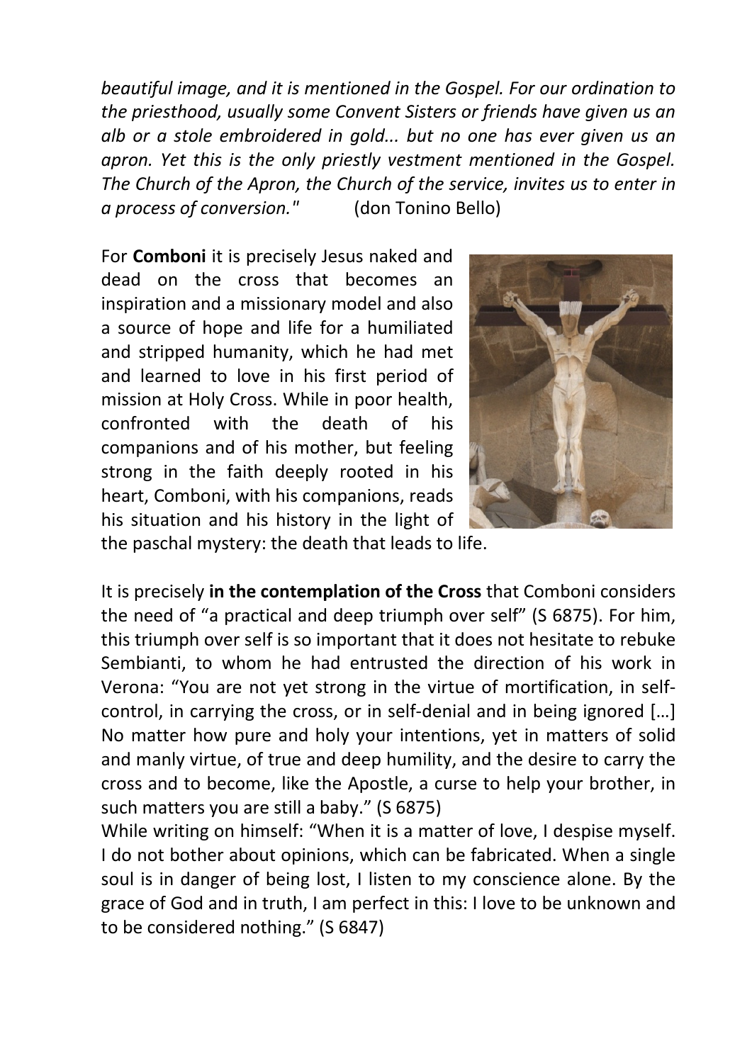*beautiful image, and it is mentioned in the Gospel. For our ordination to the priesthood, usually some Convent Sisters or friends have given us an alb or a stole embroidered in gold... but no one has ever given us an apron. Yet this is the only priestly vestment mentioned in the Gospel. The Church of the Apron, the Church of the service, invites us to enter in a process of conversion."* (don Tonino Bello)

For **Comboni** it is precisely Jesus naked and dead on the cross that becomes an inspiration and a missionary model and also a source of hope and life for a humiliated and stripped humanity, which he had met and learned to love in his first period of mission at Holy Cross. While in poor health, confronted with the death of his companions and of his mother, but feeling strong in the faith deeply rooted in his heart, Comboni, with his companions, reads his situation and his history in the light of the paschal mystery: the death that leads to life.

It is precisely **in the contemplation of the Cross** that Comboni considers the need of "a practical and deep triumph over self" (S 6875). For him, this triumph over self is so important that it does not hesitate to rebuke Sembianti, to whom he had entrusted the direction of his work in Verona: "You are not yet strong in the virtue of mortification, in self-control, in carrying the cross, or in self-denial and in being ignored […] No matter how pure and holy your intentions, yet in matters of solid and manly virtue, of true and deep humility, and the desire to carry the cross and to become, like the Apostle, a curse to help your brother, in such matters you are still a baby." (S 6875)

While writing on himself: "When it is a matter of love, I despise myself. I do not bother about opinions, which can be fabricated. When a single soul is in danger of being lost, I listen to my conscience alone. By the grace of God and in truth, I am perfect in this: I love to be unknown and to be considered nothing." (S 6847)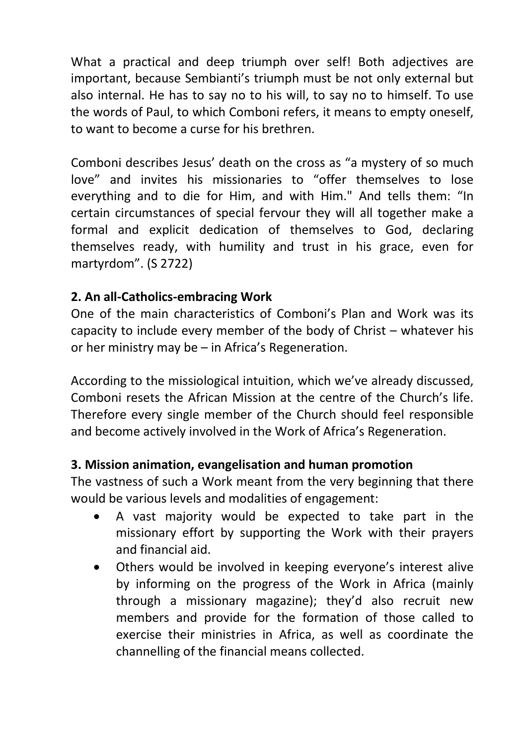What a practical and deep triumph over self! Both adjectives are important, because Sembianti's triumph must be not only external but also internal. He has to say no to his will, to say no to himself. To use the words of Paul, to which Comboni refers, it means to empty oneself, to want to become a curse for his brethren.

Comboni describes Jesus' death on the cross as "a mystery of so much love" and invites his missionaries to "offer themselves to lose everything and to die for Him, and with Him." And tells them: "In certain circumstances of special fervour they will all together make a formal and explicit dedication of themselves to God, declaring themselves ready, with humility and trust in his grace, even for martyrdom". (S 2722)

**2. An all-Catholics-embracing Work**

One of the main characteristics of Comboni's Plan and Work was its capacity to include every member of the body of Christ – whatever his or her ministry may be – in Africa's Regeneration.

According to the missiological intuition, which we've already discussed, Comboni resets the African Mission at the centre of the Church's life. Therefore every single member of the Church should feel responsible and become actively involved in the Work of Africa's Regeneration.

**3. Mission animation, evangelisation and human promotion**

The vastness of such a Work meant from the very beginning that there would be various levels and modalities of engagement:

- A vast majority would be expected to take part in the missionary effort by supporting the Work with their prayers and financial aid.
- Others would be involved in keeping everyone's interest alive by informing on the progress of the Work in Africa (mainly through a missionary magazine); they'd also recruit new members and provide for the formation of those called to exercise their ministries in Africa, as well as coordinate the channelling of the financial means collected.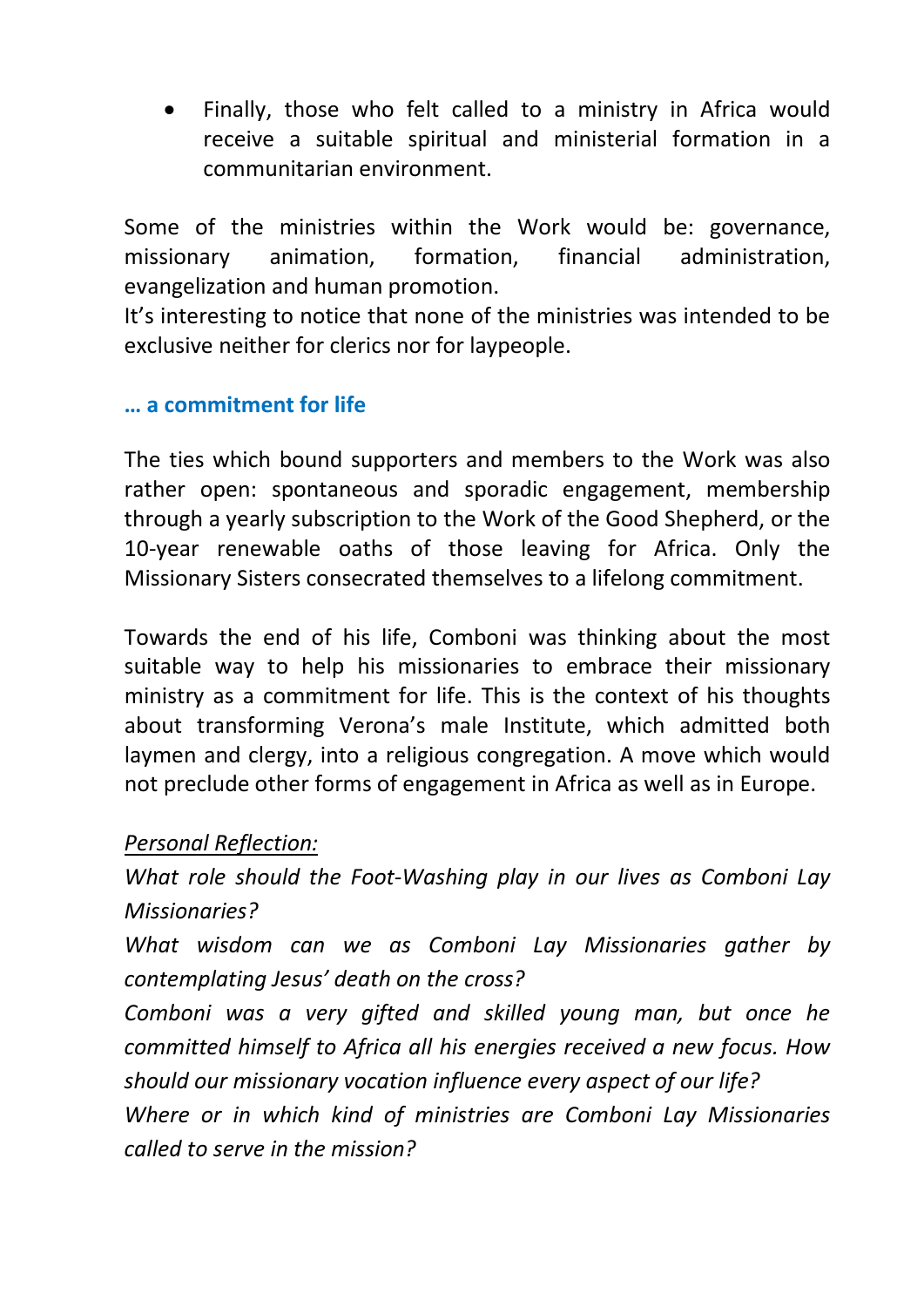- Finally, those who felt called to a ministry in Africa would receive a suitable spiritual and ministerial formation in a communitarian environment.

Some of the ministries within the Work would be: governance, missionary animation, formation, financial administration, evangelization and human promotion.
It's interesting to notice that none of the ministries was intended to be exclusive neither for clerics nor for laypeople.

### … a commitment for life

The ties which bound supporters and members to the Work was also rather open: spontaneous and sporadic engagement, membership through a yearly subscription to the Work of the Good Shepherd, or the 10-year renewable oaths of those leaving for Africa. Only the Missionary Sisters consecrated themselves to a lifelong commitment.

Towards the end of his life, Comboni was thinking about the most suitable way to help his missionaries to embrace their missionary ministry as a commitment for life. This is the context of his thoughts about transforming Verona's male Institute, which admitted both laymen and clergy, into a religious congregation. A move which would not preclude other forms of engagement in Africa as well as in Europe.

<u>*Personal Reflection:*</u>

*What role should the Foot-Washing play in our lives as Comboni Lay Missionaries?*

*What wisdom can we as Comboni Lay Missionaries gather by contemplating Jesus' death on the cross?*

*Comboni was a very gifted and skilled young man, but once he committed himself to Africa all his energies received a new focus. How should our missionary vocation influence every aspect of our life?*

*Where or in which kind of ministries are Comboni Lay Missionaries called to serve in the mission?*